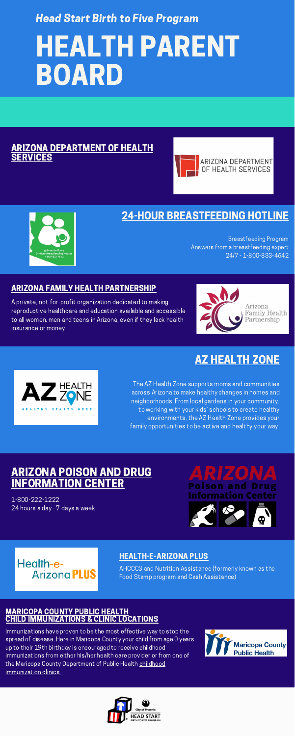*Head Start Birth to Five Program*

# HEALTH PARENT BOARD

## ARIZONA DEPARTMENT OF HEALTH SERVICES

## 24-HOUR BREASTFEEDING HOTLINE

Breastfeeding Program
Answers from a breastfeeding expert
24/7 - 1-800-833-4642

## ARIZONA FAMILY HEALTH PARTNERSHIP

A private, not-for-profit organization dedicated to making reproductive healthcare and education available and accessible to all women, men and teens in Arizona, even if they lack health insurance or money

## AZ HEALTH ZONE

The AZ Health Zone supports moms and communities across Arizona to make healthy changes in homes and neighborhoods. From local gardens in your community, to working with your kids' schools to create healthy environments, the AZ Health Zone provides your family opportunities to be active and healthy your way.

## ARIZONA POISON AND DRUG INFORMATION CENTER

1-800-222-1222
24 hours a day - 7 days a week

## HEALTH-E-ARIZONA PLUS

AHCCCS and Nutrition Assistance (formerly known as the Food Stamp program and Cash Assistance)

## MARICOPA COUNTY PUBLIC HEALTH CHILD IMMUNIZATIONS & CLINIC LOCATIONS

Immunizations have proven to be the most effective way to stop the spread of disease. Here in Maricopa County your child from age 0 years up to their 19th birthday is encouraged to receive childhood immunizations from either his/her health care provider or from one of the Maricopa County Department of Public Health childhood immunization clinics.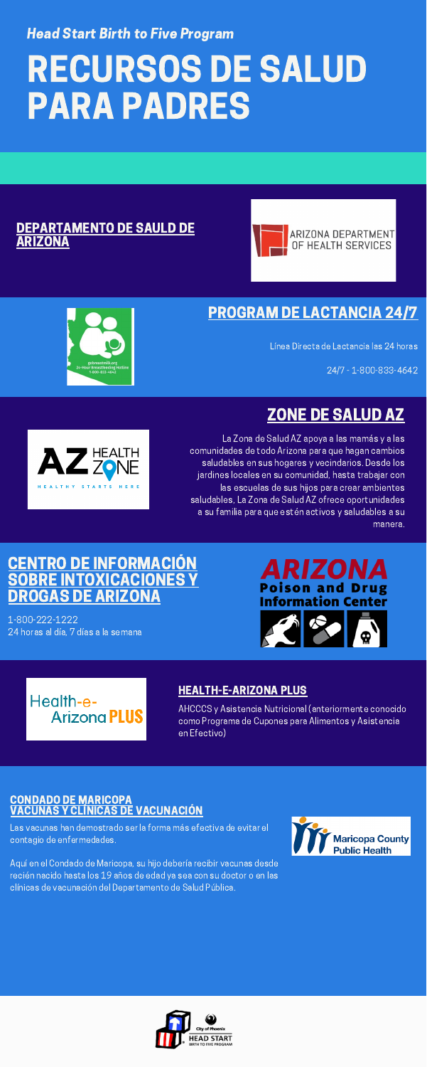***Head Start Birth to Five Program***

# RECURSOS DE SALUD PARA PADRES

## DEPARTAMENTO DE SAULD DE ARIZONA

ARIZONA DEPARTMENT OF HEALTH SERVICES

## PROGRAM DE LACTANCIA 24/7

gobreastmilk.org
24-Hour Breastfeeding Hotline
1-800-833-4642

Línea Directa de Lactancia las 24 horas

24/7 - 1-800-833-4642

## ZONE DE SALUD AZ

AZ HEALTH ZONE
HEALTHY STARTS HERE

La Zona de Salud AZ apoya a las mamás y a las comunidades de todo Arizona para que hagan cambios saludables en sus hogares y vecindarios. Desde los jardines locales en su comunidad, hasta trabajar con las escuelas de sus hijos para crear ambientes saludables, La Zona de Salud AZ ofrece oportunidades a su familia para que estén activos y saludables a su manera.

## CENTRO DE INFORMACIÓN SOBRE INTOXICACIONES Y DROGAS DE ARIZONA

ARIZONA Poison and Drug Information Center

1-800-222-1222
24 horas al día, 7 días a la semana

## HEALTH-E-ARIZONA PLUS

Health-e-Arizona PLUS

AHCCCS y Asistencia Nutricional (anteriormente conocido como Programa de Cupones para Alimentos y Asistencia en Efectivo)

## CONDADO DE MARICOPA VACUNAS Y CLÍNICAS DE VACUNACIÓN

Maricopa County Public Health

Las vacunas han demostrado ser la forma más efectiva de evitar el contagio de enfermedades.

Aquí en el Condado de Maricopa, su hijo debería recibir vacunas desde recién nacido hasta los 19 años de edad ya sea con su doctor o en las clínicas de vacunación del Departamento de Salud Pública.

City of Phoenix HEAD START BIRTH TO FIVE PROGRAM